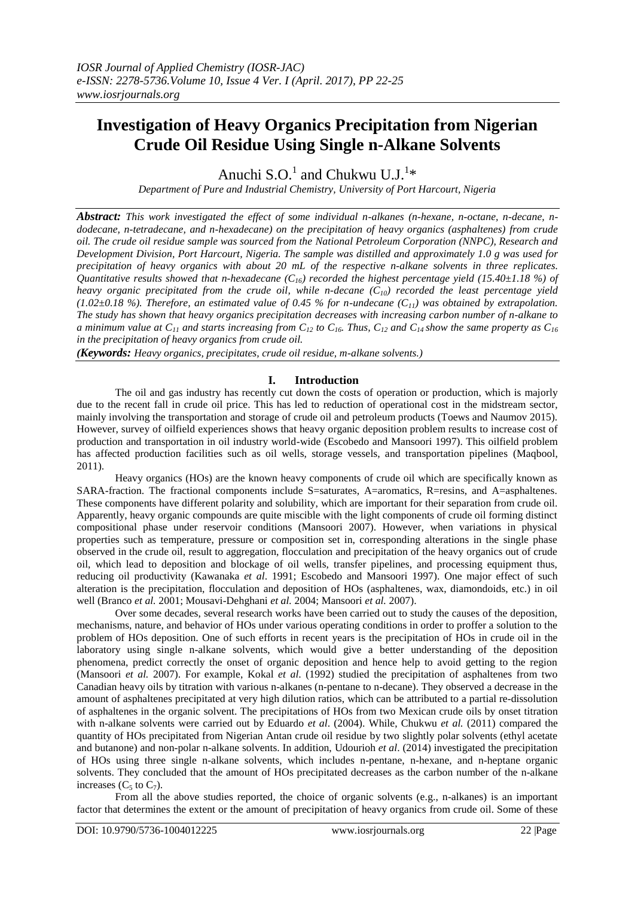# Investigation of Heavy Organics Precipitation from Nigerian Crude Oil Residue Using Single n-Alkane Solvents

Anuchi S.O.[1] and Chukwu U.J.[1]*

*Department of Pure and Industrial Chemistry, University of Port Harcourt, Nigeria*

***Abstract:*** *This work investigated the effect of some individual n-alkanes (n-hexane, n-octane, n-decane, n-dodecane, n-tetradecane, and n-hexadecane) on the precipitation of heavy organics (asphaltenes) from crude oil. The crude oil residue sample was sourced from the National Petroleum Corporation (NNPC), Research and Development Division, Port Harcourt, Nigeria. The sample was distilled and approximately 1.0 g was used for precipitation of heavy organics with about 20 mL of the respective n-alkane solvents in three replicates. Quantitative results showed that n-hexadecane ($C_{16}$) recorded the highest percentage yield (15.40±1.18 %) of heavy organic precipitated from the crude oil, while n-decane ($C_{10}$) recorded the least percentage yield (1.02±0.18 %). Therefore, an estimated value of 0.45 % for n-undecane ($C_{11}$) was obtained by extrapolation. The study has shown that heavy organics precipitation decreases with increasing carbon number of n-alkane to a minimum value at $C_{11}$ and starts increasing from $C_{12}$ to $C_{16}$. Thus, $C_{12}$ and $C_{14}$ show the same property as $C_{16}$ in the precipitation of heavy organics from crude oil.*

***(Keywords:*** *Heavy organics, precipitates, crude oil residue, m-alkane solvents.)*

## I. Introduction

The oil and gas industry has recently cut down the costs of operation or production, which is majorly due to the recent fall in crude oil price. This has led to reduction of operational cost in the midstream sector, mainly involving the transportation and storage of crude oil and petroleum products (Toews and Naumov 2015). However, survey of oilfield experiences shows that heavy organic deposition problem results to increase cost of production and transportation in oil industry world-wide (Escobedo and Mansoori 1997). This oilfield problem has affected production facilities such as oil wells, storage vessels, and transportation pipelines (Maqbool, 2011).

Heavy organics (HOs) are the known heavy components of crude oil which are specifically known as SARA-fraction. The fractional components include S=saturates, A=aromatics, R=resins, and A=asphaltenes. These components have different polarity and solubility, which are important for their separation from crude oil. Apparently, heavy organic compounds are quite miscible with the light components of crude oil forming distinct compositional phase under reservoir conditions (Mansoori 2007). However, when variations in physical properties such as temperature, pressure or composition set in, corresponding alterations in the single phase observed in the crude oil, result to aggregation, flocculation and precipitation of the heavy organics out of crude oil, which lead to deposition and blockage of oil wells, transfer pipelines, and processing equipment thus, reducing oil productivity (Kawanaka *et al*. 1991; Escobedo and Mansoori 1997). One major effect of such alteration is the precipitation, flocculation and deposition of HOs (asphaltenes, wax, diamondoids, etc.) in oil well (Branco *et al.* 2001; Mousavi-Dehghani *et al.* 2004; Mansoori *et al.* 2007).

Over some decades, several research works have been carried out to study the causes of the deposition, mechanisms, nature, and behavior of HOs under various operating conditions in order to proffer a solution to the problem of HOs deposition. One of such efforts in recent years is the precipitation of HOs in crude oil in the laboratory using single n-alkane solvents, which would give a better understanding of the deposition phenomena, predict correctly the onset of organic deposition and hence help to avoid getting to the region (Mansoori *et al.* 2007). For example, Kokal *et al*. (1992) studied the precipitation of asphaltenes from two Canadian heavy oils by titration with various n-alkanes (n-pentane to n-decane). They observed a decrease in the amount of asphaltenes precipitated at very high dilution ratios, which can be attributed to a partial re-dissolution of asphaltenes in the organic solvent. The precipitations of HOs from two Mexican crude oils by onset titration with n-alkane solvents were carried out by Eduardo *et al*. (2004). While, Chukwu *et al.* (2011) compared the quantity of HOs precipitated from Nigerian Antan crude oil residue by two slightly polar solvents (ethyl acetate and butanone) and non-polar n-alkane solvents. In addition, Udourioh *et al*. (2014) investigated the precipitation of HOs using three single n-alkane solvents, which includes n-pentane, n-hexane, and n-heptane organic solvents. They concluded that the amount of HOs precipitated decreases as the carbon number of the n-alkane increases ($C_5$ to $C_7$).

From all the above studies reported, the choice of organic solvents (e.g., n-alkanes) is an important factor that determines the extent or the amount of precipitation of heavy organics from crude oil. Some of these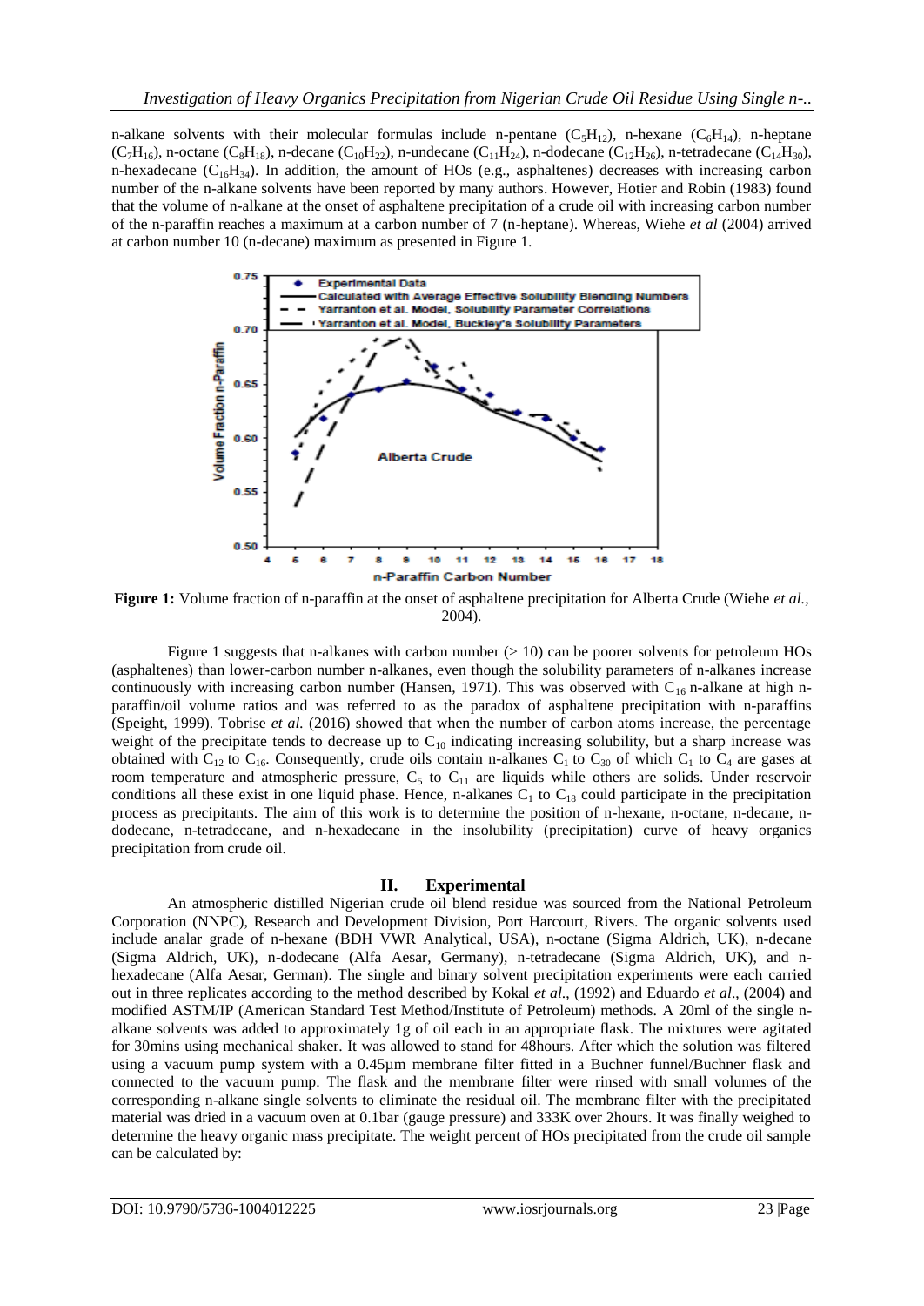n-alkane solvents with their molecular formulas include n-pentane ($C_5H_{12}$), n-hexane ($C_6H_{14}$), n-heptane ($C_7H_{16}$), n-octane ($C_8H_{18}$), n-decane ($C_{10}H_{22}$), n-undecane ($C_{11}H_{24}$), n-dodecane ($C_{12}H_{26}$), n-tetradecane ($C_{14}H_{30}$), n-hexadecane ($C_{16}H_{34}$). In addition, the amount of HOs (e.g., asphaltenes) decreases with increasing carbon number of the n-alkane solvents have been reported by many authors. However, Hotier and Robin (1983) found that the volume of n-alkane at the onset of asphaltene precipitation of a crude oil with increasing carbon number of the n-paraffin reaches a maximum at a carbon number of 7 (n-heptane). Whereas, Wiehe *et al* (2004) arrived at carbon number 10 (n-decane) maximum as presented in Figure 1.

**Figure 1:** Volume fraction of n-paraffin at the onset of asphaltene precipitation for Alberta Crude (Wiehe *et al.,* 2004).

Figure 1 suggests that n-alkanes with carbon number (> 10) can be poorer solvents for petroleum HOs (asphaltenes) than lower-carbon number n-alkanes, even though the solubility parameters of n-alkanes increase continuously with increasing carbon number (Hansen, 1971). This was observed with $C_{16}$ n-alkane at high n-paraffin/oil volume ratios and was referred to as the paradox of asphaltene precipitation with n-paraffins (Speight, 1999). Tobrise *et al.* (2016) showed that when the number of carbon atoms increase, the percentage weight of the precipitate tends to decrease up to $C_{10}$ indicating increasing solubility, but a sharp increase was obtained with $C_{12}$ to $C_{16}$. Consequently, crude oils contain n-alkanes $C_1$ to $C_{30}$ of which $C_1$ to $C_4$ are gases at room temperature and atmospheric pressure, $C_5$ to $C_{11}$ are liquids while others are solids. Under reservoir conditions all these exist in one liquid phase. Hence, n-alkanes $C_1$ to $C_{18}$ could participate in the precipitation process as precipitants. The aim of this work is to determine the position of n-hexane, n-octane, n-decane, n-dodecane, n-tetradecane, and n-hexadecane in the insolubility (precipitation) curve of heavy organics precipitation from crude oil.

## II. Experimental

An atmospheric distilled Nigerian crude oil blend residue was sourced from the National Petroleum Corporation (NNPC), Research and Development Division, Port Harcourt, Rivers. The organic solvents used include analar grade of n-hexane (BDH VWR Analytical, USA), n-octane (Sigma Aldrich, UK), n-decane (Sigma Aldrich, UK), n-dodecane (Alfa Aesar, Germany), n-tetradecane (Sigma Aldrich, UK), and n-hexadecane (Alfa Aesar, German). The single and binary solvent precipitation experiments were each carried out in three replicates according to the method described by Kokal *et al*., (1992) and Eduardo *et al*., (2004) and modified ASTM/IP (American Standard Test Method/Institute of Petroleum) methods. A 20ml of the single n-alkane solvents was added to approximately 1g of oil each in an appropriate flask. The mixtures were agitated for 30mins using mechanical shaker. It was allowed to stand for 48hours. After which the solution was filtered using a vacuum pump system with a 0.45μm membrane filter fitted in a Buchner funnel/Buchner flask and connected to the vacuum pump. The flask and the membrane filter were rinsed with small volumes of the corresponding n-alkane single solvents to eliminate the residual oil. The membrane filter with the precipitated material was dried in a vacuum oven at 0.1bar (gauge pressure) and 333K over 2hours. It was finally weighed to determine the heavy organic mass precipitate. The weight percent of HOs precipitated from the crude oil sample can be calculated by: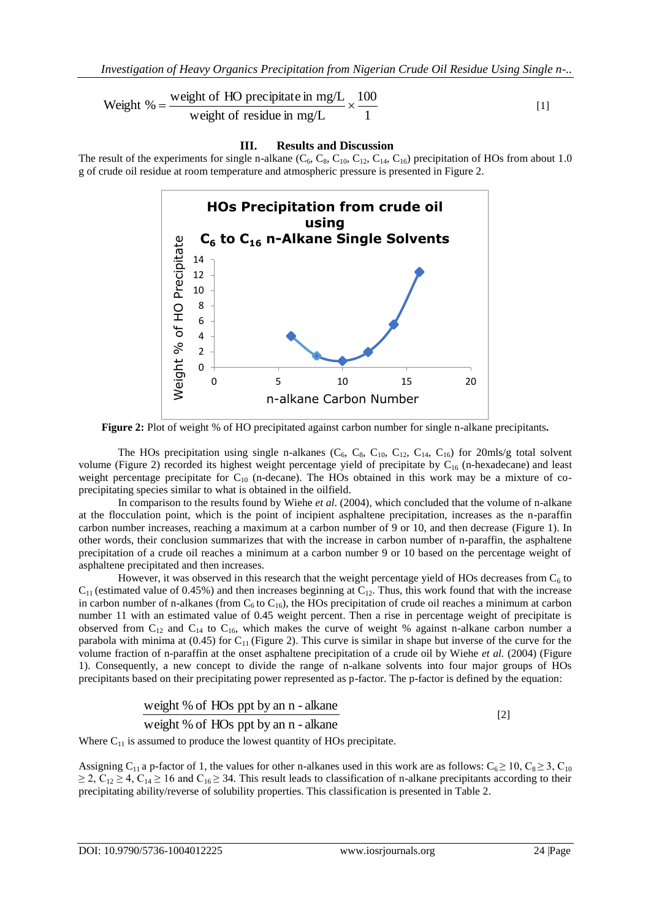$$\text{Weight \%} = \frac{\text{weight of HO precipitate in mg/L}}{\text{weight of residue in mg/L}} \times \frac{100}{1} \quad [1]$$

## III. Results and Discussion

The result of the experiments for single n-alkane ($C_6$, $C_8$, $C_{10}$, $C_{12}$, $C_{14}$, $C_{16}$) precipitation of HOs from about 1.0 g of crude oil residue at room temperature and atmospheric pressure is presented in Figure 2.

**Figure 2:** Plot of weight % of HO precipitated against carbon number for single n-alkane precipitants**.**

The HOs precipitation using single n-alkanes ($C_6$, $C_8$, $C_{10}$, $C_{12}$, $C_{14}$, $C_{16}$) for 20mls/g total solvent volume (Figure 2) recorded its highest weight percentage yield of precipitate by $C_{16}$ (n-hexadecane) and least weight percentage precipitate for $C_{10}$ (n-decane). The HOs obtained in this work may be a mixture of co-precipitating species similar to what is obtained in the oilfield.

In comparison to the results found by Wiehe *et al*. (2004), which concluded that the volume of n-alkane at the flocculation point, which is the point of incipient asphaltene precipitation, increases as the n-paraffin carbon number increases, reaching a maximum at a carbon number of 9 or 10, and then decrease (Figure 1). In other words, their conclusion summarizes that with the increase in carbon number of n-paraffin, the asphaltene precipitation of a crude oil reaches a minimum at a carbon number 9 or 10 based on the percentage weight of asphaltene precipitated and then increases.

However, it was observed in this research that the weight percentage yield of HOs decreases from $C_6$ to $C_{11}$ (estimated value of 0.45%) and then increases beginning at $C_{12}$. Thus, this work found that with the increase in carbon number of n-alkanes (from $C_6$ to $C_{16}$), the HOs precipitation of crude oil reaches a minimum at carbon number 11 with an estimated value of 0.45 weight percent. Then a rise in percentage weight of precipitate is observed from $C_{12}$ and $C_{14}$ to $C_{16}$, which makes the curve of weight % against n-alkane carbon number a parabola with minima at (0.45) for $C_{11}$ (Figure 2). This curve is similar in shape but inverse of the curve for the volume fraction of n-paraffin at the onset asphaltene precipitation of a crude oil by Wiehe *et al.* (2004) (Figure 1). Consequently, a new concept to divide the range of n-alkane solvents into four major groups of HOs precipitants based on their precipitating power represented as p-factor. The p-factor is defined by the equation:

$$\frac{\text{weight \% of HOs ppt by an n - alkane}}{\text{weight \% of HOs ppt by an n - alkane}} \quad [2]$$

Where $C_{11}$ is assumed to produce the lowest quantity of HOs precipitate.

Assigning $C_{11}$ a p-factor of 1, the values for other n-alkanes used in this work are as follows: $C_6 \geq 10$, $C_8 \geq 3$, $C_{10} \geq 2$, $C_{12} \geq 4$, $C_{14} \geq 16$ and $C_{16} \geq 34$. This result leads to classification of n-alkane precipitants according to their precipitating ability/reverse of solubility properties. This classification is presented in Table 2.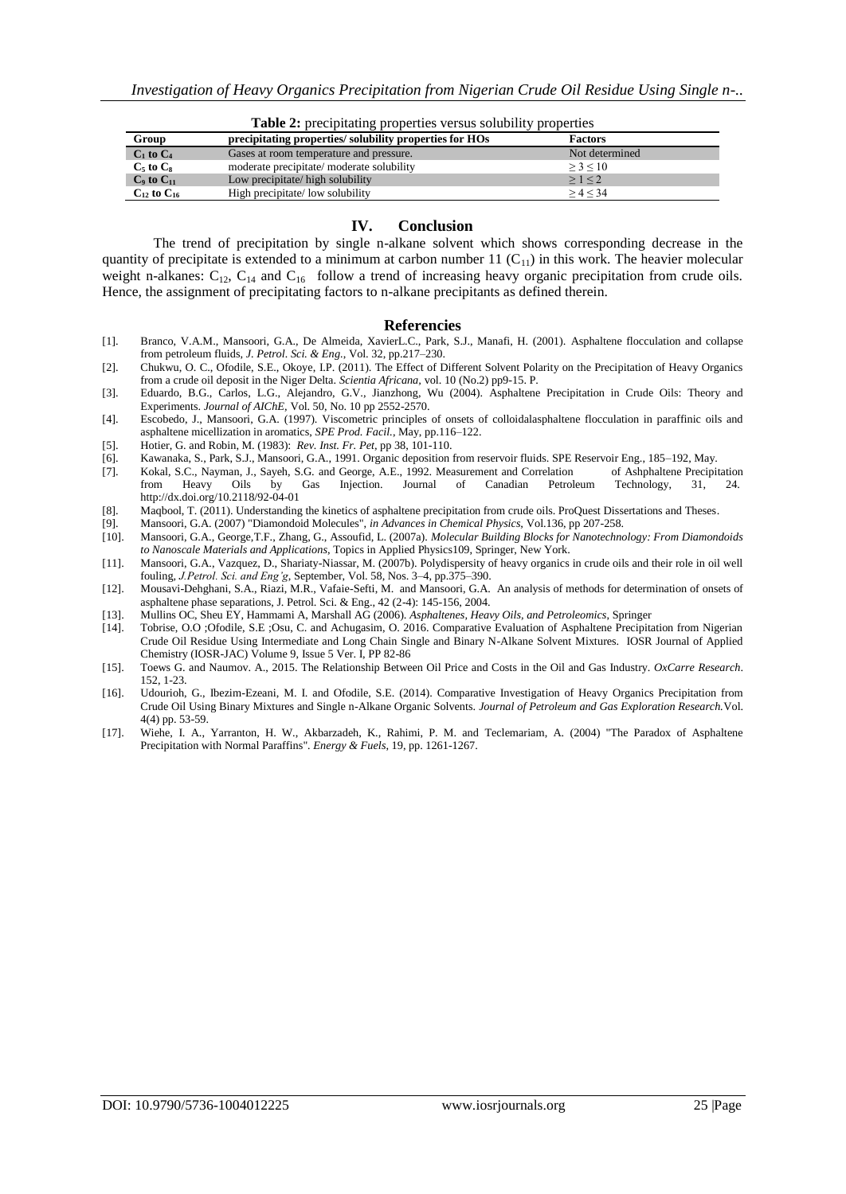**Table 2:** precipitating properties versus solubility properties

| Group | precipitating properties/ solubility properties for HOs | Factors |
|---|---|---|
| $C_1$ to $C_4$ | Gases at room temperature and pressure. | Not determined |
| $C_5$ to $C_8$ | moderate precipitate/ moderate solubility | $\geq 3 \leq 10$ |
| $C_9$ to $C_{11}$ | Low precipitate/ high solubility | $\geq 1 \leq 2$ |
| $C_{12}$ to $C_{16}$ | High precipitate/ low solubility | $\geq 4 \leq 34$ |

## IV. Conclusion

The trend of precipitation by single n-alkane solvent which shows corresponding decrease in the quantity of precipitate is extended to a minimum at carbon number 11 ($C_{11}$) in this work. The heavier molecular weight n-alkanes: $C_{12}$, $C_{14}$ and $C_{16}$ follow a trend of increasing heavy organic precipitation from crude oils. Hence, the assignment of precipitating factors to n-alkane precipitants as defined therein.

## Referencies

[1]. Branco, V.A.M., Mansoori, G.A., De Almeida, XavierL.C., Park, S.J., Manafi, H. (2001). Asphaltene flocculation and collapse from petroleum fluids, *J. Petrol. Sci. & Eng*., Vol. 32, pp.217–230.

[2]. Chukwu, O. C., Ofodile, S.E., Okoye, I.P. (2011). The Effect of Different Solvent Polarity on the Precipitation of Heavy Organics from a crude oil deposit in the Niger Delta. *Scientia Africana*, vol. 10 (No.2) pp9-15. P.

[3]. Eduardo, B.G., Carlos, L.G., Alejandro, G.V., Jianzhong, Wu (2004). Asphaltene Precipitation in Crude Oils: Theory and Experiments. *Journal of AIChE*, Vol. 50, No. 10 pp 2552-2570.

[4]. Escobedo, J., Mansoori, G.A. (1997). Viscometric principles of onsets of colloidalasphaltene flocculation in paraffinic oils and asphaltene micellization in aromatics, *SPE Prod. Facil.*, May, pp.116–122.

[5]. Hotier, G. and Robin, M. (1983): *Rev. Inst. Fr. Pet*, pp 38, 101-110.

[6]. Kawanaka, S., Park, S.J., Mansoori, G.A., 1991. Organic deposition from reservoir fluids. SPE Reservoir Eng., 185–192, May.

[7]. Kokal, S.C., Nayman, J., Sayeh, S.G. and George, A.E., 1992. Measurement and Correlation of Ashphaltene Precipitation from Heavy Oils by Gas Injection. Journal of Canadian Petroleum Technology, 31, 24. http://dx.doi.org/10.2118/92-04-01

[8]. Maqbool, T. (2011). Understanding the kinetics of asphaltene precipitation from crude oils. ProQuest Dissertations and Theses.

[9]. Mansoori, G.A. (2007) "Diamondoid Molecules", *in Advances in Chemical Physics*, Vol.136, pp 207-258.

[10]. Mansoori, G.A., George,T.F., Zhang, G., Assoufid, L. (2007a). *Molecular Building Blocks for Nanotechnology: From Diamondoids to Nanoscale Materials and Applications*, Topics in Applied Physics109, Springer, New York.

[11]. Mansoori, G.A., Vazquez, D., Shariaty-Niassar, M. (2007b). Polydispersity of heavy organics in crude oils and their role in oil well fouling, *J.Petrol. Sci. and Eng'g*, September, Vol. 58, Nos. 3–4, pp.375–390.

[12]. Mousavi-Dehghani, S.A., Riazi, M.R., Vafaie-Sefti, M. and Mansoori, G.A. An analysis of methods for determination of onsets of asphaltene phase separations, J. Petrol. Sci. & Eng., 42 (2-4): 145-156, 2004.

[13]. Mullins OC, Sheu EY, Hammami A, Marshall AG (2006). *Asphaltenes, Heavy Oils, and Petroleomics*, Springer

[14]. Tobrise, O.O ;Ofodile, S.E ;Osu, C. and Achugasim, O. 2016. Comparative Evaluation of Asphaltene Precipitation from Nigerian Crude Oil Residue Using Intermediate and Long Chain Single and Binary N-Alkane Solvent Mixtures. IOSR Journal of Applied Chemistry (IOSR-JAC) Volume 9, Issue 5 Ver. I, PP 82-86

[15]. Toews G. and Naumov. A., 2015. The Relationship Between Oil Price and Costs in the Oil and Gas Industry. *OxCarre Research*. 152, 1-23.

[16]. Udourioh, G., Ibezim-Ezeani, M. I. and Ofodile, S.E. (2014). Comparative Investigation of Heavy Organics Precipitation from Crude Oil Using Binary Mixtures and Single n-Alkane Organic Solvents. *Journal of Petroleum and Gas Exploration Research.*Vol. 4(4) pp. 53-59.

[17]. Wiehe, I. A., Yarranton, H. W., Akbarzadeh, K., Rahimi, P. M. and Teclemariam, A. (2004) "The Paradox of Asphaltene Precipitation with Normal Paraffins". *Energy & Fuels*, 19, pp. 1261-1267.